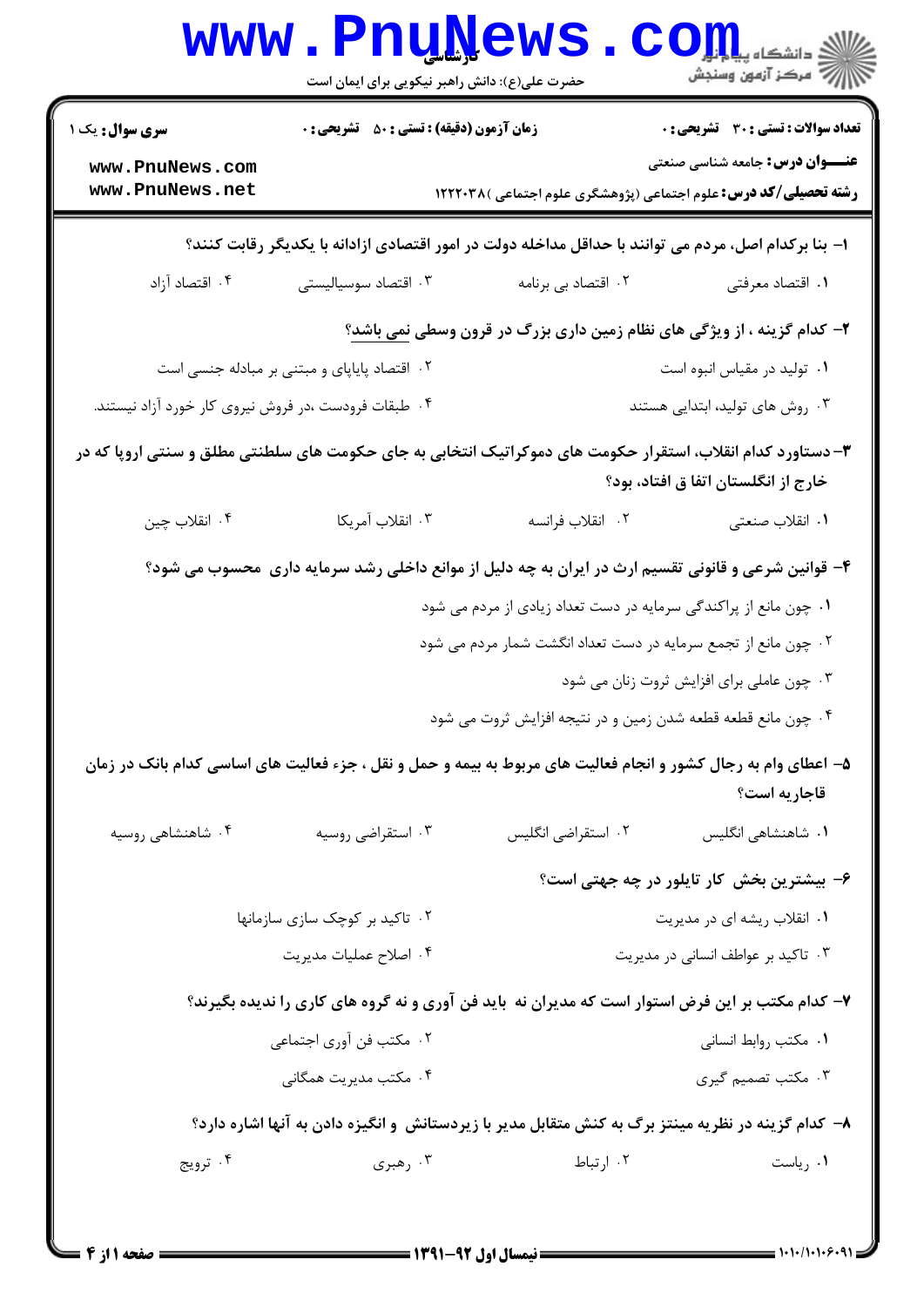**سری سوال:** یک ۱

**زمان آزمون (دقیقه) : تستی : ۵۰ تشریحی : ۰**

**تعداد سوالات : تستی : ۳۰ تشریحی : ۰**

**عنـــوان درس:** جامعه شناسی صنعتی

**رشته تحصیلی/کد درس:** علوم اجتماعی (پژوهشگری علوم اجتماعی )۱۲۲۲۰۳۸

**۱- بنا برکدام اصل، مردم می توانند با حداقل مداخله دولت در امور اقتصادی ازادانه با یکدیگر رقابت کنند؟**

۱. اقتصاد معرفتی
۲. اقتصاد بی برنامه
۳. اقتصاد سوسیالیستی
۴. اقتصاد آزاد

**۲- کدام گزینه ، از ویژگی های نظام زمین داری بزرگ در قرون وسطی نمی باشد؟**

۱. تولید در مقیاس انبوه است
۲. اقتصاد پایاپای و مبتنی بر مبادله جنسی است
۳. روش های تولید، ابتدایی هستند
۴. طبقات فرودست ،در فروش نیروی کار خورد آزاد نیستند.

**۳- دستاورد کدام انقلاب، استقرار حکومت های دموکراتیک انتخابی به جای حکومت های سلطنتی مطلق و سنتی اروپا که در خارج از انگلستان اتفا ق افتاد، بود؟**

۱. انقلاب صنعتی
۲. انقلاب فرانسه
۳. انقلاب آمریکا
۴. انقلاب چین

**۴- قوانین شرعی و قانونی تقسیم ارث در ایران به چه دلیل از موانع داخلی رشد سرمایه داری محسوب می شود؟**

۱. چون مانع از پراکندگی سرمایه در دست تعداد زیادی از مردم می شود
۲. چون مانع از تجمع سرمایه در دست تعداد انگشت شمار مردم می شود
۳. چون عاملی برای افزایش ثروت زنان می شود
۴. چون مانع قطعه قطعه شدن زمین و در نتیجه افزایش ثروت می شود

**۵- اعطای وام به رجال کشور و انجام فعالیت های مربوط به بیمه و حمل و نقل ، جزء فعالیت های اساسی کدام بانک در زمان قاجاریه است؟**

۱. شاهنشاهی انگلیس
۲. استقراضی انگلیس
۳. استقراضی روسیه
۴. شاهنشاهی روسیه

**۶- بیشترین بخش کار تایلور در چه جهتی است؟**

۱. انقلاب ریشه ای در مدیریت
۲. تاکید بر کوچک سازی سازمانها
۳. تاکید بر عواطف انسانی در مدیریت
۴. اصلاح عملیات مدیریت

**۷- کدام مکتب بر این فرض استوار است که مدیران نه باید فن آوری و نه گروه های کاری را نادیده بگیرند؟**

۱. مکتب روابط انسانی
۲. مکتب فن آوری اجتماعی
۳. مکتب تصمیم گیری
۴. مکتب مدیریت همگانی

**۸- کدام گزینه در نظریه مینتز برگ به کنش متقابل مدیر با زیردستانش و انگیزه دادن به آنها اشاره دارد؟**

۱. ریاست
۲. ارتباط
۳. رهبری
۴. ترویج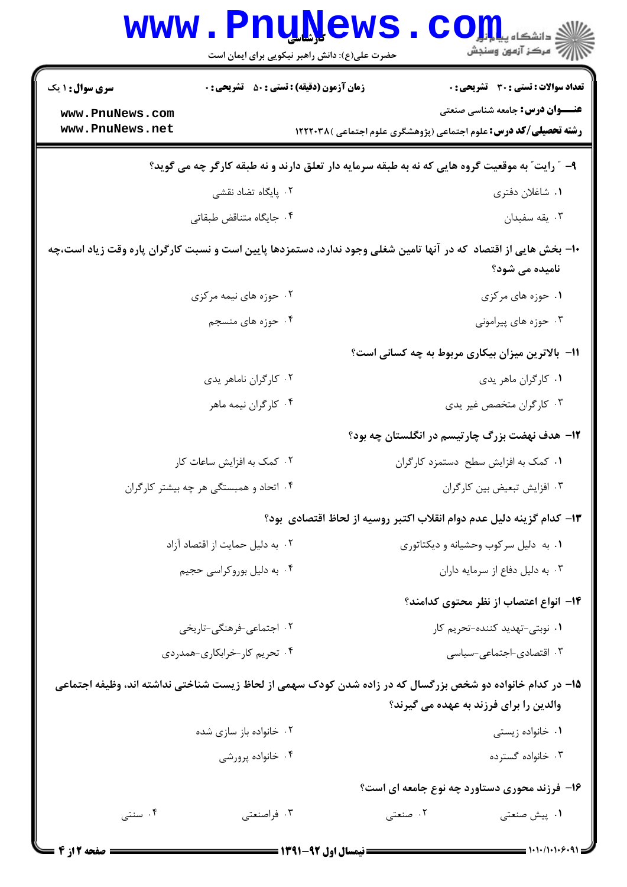**سری سوال:** ۱ یک

**زمان آزمون (دقیقه) : تستی : ۵۰ تشریحی : ۰**

**تعداد سوالات : تستی : ۳۰ تشریحی : ۰**

**عنـــوان درس:** جامعه شناسی صنعتی

**رشته تحصیلی/کد درس:** علوم اجتماعی (پژوهشگری علوم اجتماعی )۱۲۲۲۰۳۸

۹- " رایت" به موقعیت گروه هایی که نه به طبقه سرمایه دار تعلق دارند و نه طبقه کارگر چه می گوید؟

۱. شاغلان دفتری
۲. پایگاه تضاد نقشی
۳. یقه سفیدان
۴. جایگاه متناقض طبقاتی

۱۰- بخش هایی از اقتصاد که در آنها تامین شغلی وجود ندارد، دستمزدها پایین است و نسبت کارگران پاره وقت زیاد است،چه نامیده می شود؟

۱. حوزه های مرکزی
۲. حوزه های نیمه مرکزی
۳. حوزه های پیرامونی
۴. حوزه های منسجم

۱۱- بالاترین میزان بیکاری مربوط به چه کسانی است؟

۱. کارگران ماهر یدی
۲. کارگران ناماهر یدی
۳. کارگران متخصص غیر یدی
۴. کارگران نیمه ماهر

۱۲- هدف نهضت بزرگ چارتیسم در انگلستان چه بود؟

۱. کمک به افزایش سطح دستمزد کارگران
۲. کمک به افزایش ساعات کار
۳. افزایش تبعیض بین کارگران
۴. اتحاد و همبستگی هر چه بیشتر کارگران

۱۳- کدام گزینه دلیل عدم دوام انقلاب اکتبر روسیه از لحاظ اقتصادی بود؟

۱. به دلیل سرکوب وحشیانه و دیکتاتوری
۲. به دلیل حمایت از اقتصاد آزاد
۳. به دلیل دفاع از سرمایه داران
۴. به دلیل بوروکراسی حجیم

۱۴- انواع اعتصاب از نظر محتوی کدامند؟

۱. نوبتی-تهدید کننده-تحریم کار
۲. اجتماعی-فرهنگی-تاریخی
۳. اقتصادی-اجتماعی-سیاسی
۴. تحریم کار-خرابکاری-همدردی

۱۵- در کدام خانواده دو شخص بزرگسال که در زاده شدن کودک سهمی از لحاظ زیست شناختی نداشته اند، وظیفه اجتماعی والدین را برای فرزند به عهده می گیرند؟

۱. خانواده زیستی
۲. خانواده باز سازی شده
۳. خانواده گسترده
۴. خانواده پرورشی

۱۶- فرزند محوری دستاورد چه نوع جامعه ای است؟

۱. پیش صنعتی
۲. صنعتی
۳. فراصنعتی
۴. سنتی

**نیمسال اول ۹۲-۱۳۹۱**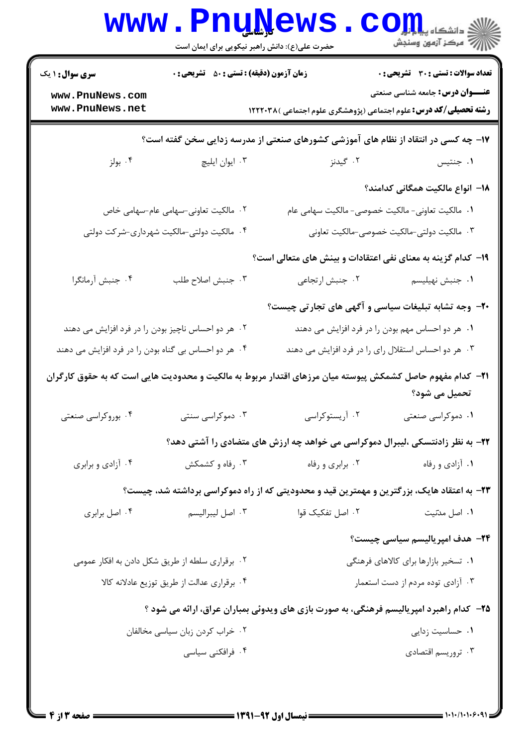**سری سوال:** ۱ یک

**زمان آزمون (دقیقه):** تستی: ۵۰ تشریحی: ۰

**تعداد سوالات:** تستی: ۳۰ تشریحی: ۰

**عنوان درس:** جامعه شناسی صنعتی

**رشته تحصیلی/کد درس:** علوم اجتماعی (پژوهشگری علوم اجتماعی) ۱۲۲۲۰۳۸

**۱۷- چه کسی در انتقاد از نظام های آموزشی کشورهای صنعتی از مدرسه زدایی سخن گفته است؟**

۱. جنتیس
۲. گیدنز
۳. ایوان ایلیچ
۴. بولز

**۱۸- انواع مالکیت همگانی کدامند؟**

۱. مالکیت تعاونی- مالکیت خصوصی- مالکیت سهامی عام
۲. مالکیت تعاونی-سهامی عام-سهامی خاص
۳. مالکیت دولتی-مالکیت خصوصی-مالکیت تعاونی
۴. مالکیت دولتی-مالکیت شهرداری-شرکت دولتی

**۱۹- کدام گزینه به معنای نفی اعتقادات و بینش های متعالی است؟**

۱. جنبش نهیلیسم
۲. جنبش ارتجاعی
۳. جنبش اصلاح طلب
۴. جنبش آرمانگرا

**۲۰- وجه تشابه تبلیغات سیاسی و آگهی های تجارتی چیست؟**

۱. هر دو احساس مهم بودن را در فرد افزایش می دهند
۲. هر دو احساس ناچیز بودن را در فرد افزایش می دهند
۳. هر دو احساس استقلال رای را در فرد افزایش می دهند
۴. هر دو احساس بی گناه بودن را در فرد افزایش می دهند

**۲۱- کدام مفهوم حاصل کشمکش پیوسته میان مرزهای اقتدار مربوط به مالکیت و محدودیت هایی است که به حقوق کارگران تحمیل می شود؟**

۱. دموکراسی صنعتی
۲. آریستوکراسی
۳. دموکراسی سنتی
۴. بوروکراسی صنعتی

**۲۲- به نظر زادنتسکی ،لیبرال دموکراسی می خواهد چه ارزش های متضادی را آشتی دهد؟**

۱. آزادی و رفاه
۲. برابری و رفاه
۳. رفاه و کشمکش
۴. آزادی و برابری

**۲۳- به اعتقاد هایک، بزرگترین و مهمترین قید و محدودیتی که از راه دموکراسی برداشته شد، چیست؟**

۱. اصل مدنّیت
۲. اصل تفکیک قوا
۳. اصل لیبرالیسم
۴. اصل برابری

**۲۴- هدف امپریالیسم سیاسی چیست؟**

۱. تسخیر بازارها برای کالاهای فرهنگی
۲. برقراری سلطه از طریق شکل دادن به افکار عمومی
۳. آزادی توده مردم از دست استعمار
۴. برقراری عدالت از طریق توزیع عادلانه کالا

**۲۵- کدام راهبرد امپریالیسم فرهنگی، به صورت بازی های ویدوئی بمباران عراق، ارائه می شود ؟**

۱. حساسیت زدایی
۲. خراب کردن زبان سیاسی مخالفان
۳. تروریسم اقتصادی
۴. فرافکنی سیاسی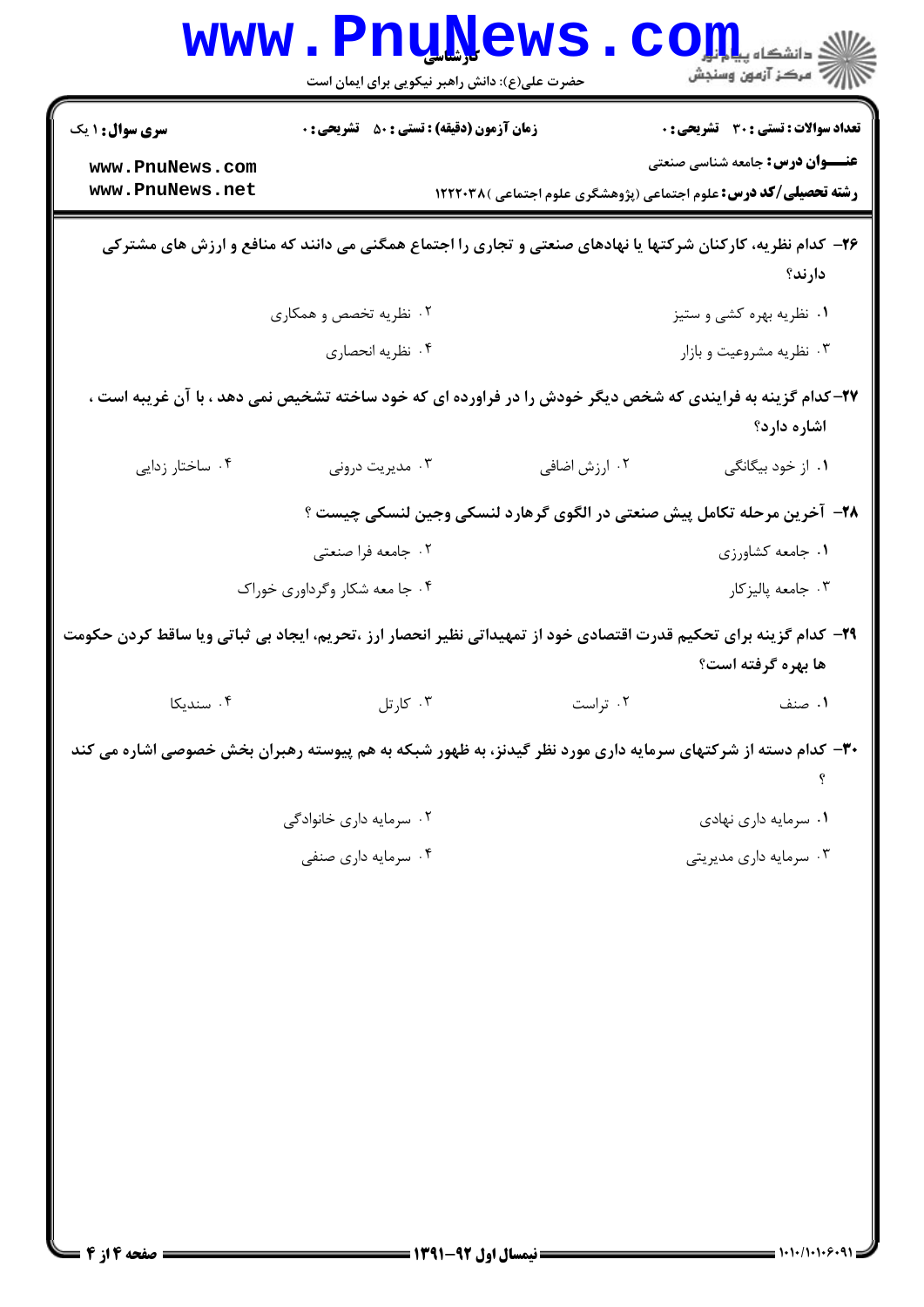۲۶– کدام نظریه، کارکنان شرکتها یا نهادهای صنعتی و تجاری را اجتماع همگنی می دانند که منافع و ارزش های مشترکی دارند؟

۱. نظریه بهره کشی و ستیز

۲. نظریه تخصص و همکاری

۳. نظریه مشروعیت و بازار

۴. نظریه انحصاری

۲۷–کدام گزینه به فرایندی که شخص دیگر خودش را در فراورده ای که خود ساخته تشخیص نمی دهد ، با آن غریبه است ، اشاره دارد؟

۱. از خود بیگانگی

۲. ارزش اضافی

۳. مدیریت درونی

۴. ساختار زدایی

۲۸– آخرین مرحله تکامل پیش صنعتی در الگوی گرهارد لنسکی وجین لنسکی چیست ؟

۱. جامعه کشاورزی

۲. جامعه فرا صنعتی

۳. جامعه پالیزکار

۴. جا معه شکار وگرداوری خوراک

۲۹– کدام گزینه برای تحکیم قدرت اقتصادی خود از تمهیداتی نظیر انحصار ارز ،تحریم، ایجاد بی ثباتی ویا ساقط کردن حکومت ها بهره گرفته است؟

۱. صنف

۲. تراست

۳. کارتل

۴. سندیکا

۳۰– کدام دسته از شرکتهای سرمایه داری مورد نظر گیدنز، به ظهور شبکه به هم پیوسته رهبران بخش خصوصی اشاره می کند ؟

۱. سرمایه داری نهادی

۲. سرمایه داری خانوادگی

۳. سرمایه داری مدیریتی

۴. سرمایه داری صنفی